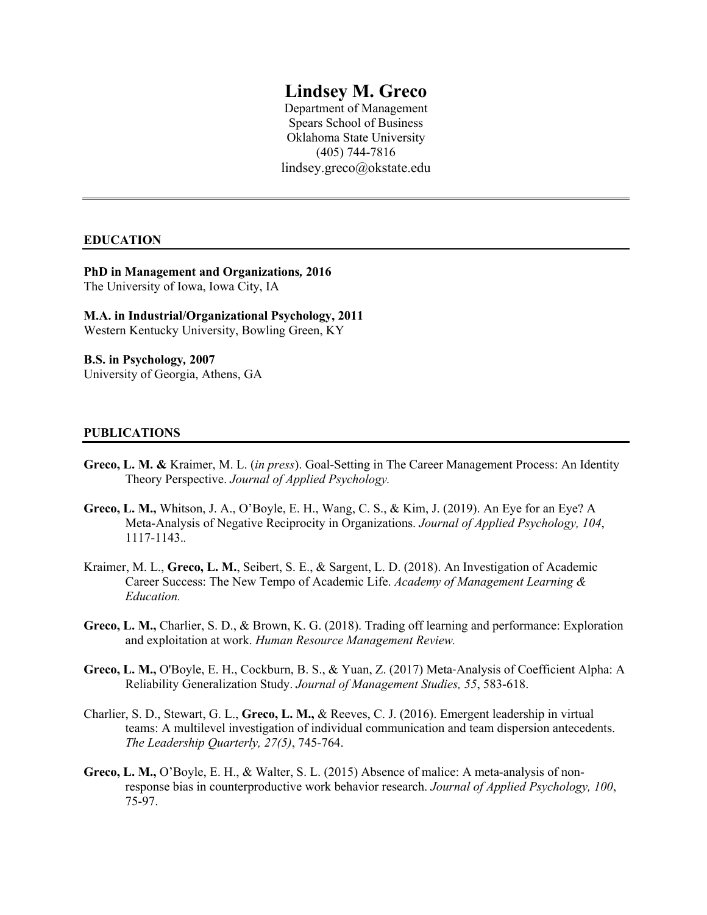# Lindsey M. Greco

Department of Management
Spears School of Business
Oklahoma State University
(405) 744-7816
lindsey.greco@okstate.edu

---

## EDUCATION

**PhD in Management and Organizations, 2016**
The University of Iowa, Iowa City, IA

**M.A. in Industrial/Organizational Psychology, 2011**
Western Kentucky University, Bowling Green, KY

**B.S. in Psychology, 2007**
University of Georgia, Athens, GA

## PUBLICATIONS

**Greco, L. M. &** Kraimer, M. L. (*in press*). Goal-Setting in The Career Management Process: An Identity Theory Perspective. *Journal of Applied Psychology.*

**Greco, L. M.,** Whitson, J. A., O'Boyle, E. H., Wang, C. S., & Kim, J. (2019). An Eye for an Eye? A Meta-Analysis of Negative Reciprocity in Organizations. *Journal of Applied Psychology, 104*, 1117-1143..

Kraimer, M. L., **Greco, L. M.**, Seibert, S. E., & Sargent, L. D. (2018). An Investigation of Academic Career Success: The New Tempo of Academic Life. *Academy of Management Learning & Education.*

**Greco, L. M.,** Charlier, S. D., & Brown, K. G. (2018). Trading off learning and performance: Exploration and exploitation at work. *Human Resource Management Review.*

**Greco, L. M.,** O'Boyle, E. H., Cockburn, B. S., & Yuan, Z. (2017) Meta-Analysis of Coefficient Alpha: A Reliability Generalization Study. *Journal of Management Studies, 55*, 583-618.

Charlier, S. D., Stewart, G. L., **Greco, L. M.,** & Reeves, C. J. (2016). Emergent leadership in virtual teams: A multilevel investigation of individual communication and team dispersion antecedents. *The Leadership Quarterly, 27(5)*, 745-764.

**Greco, L. M.,** O'Boyle, E. H., & Walter, S. L. (2015) Absence of malice: A meta-analysis of non-response bias in counterproductive work behavior research. *Journal of Applied Psychology, 100*, 75-97.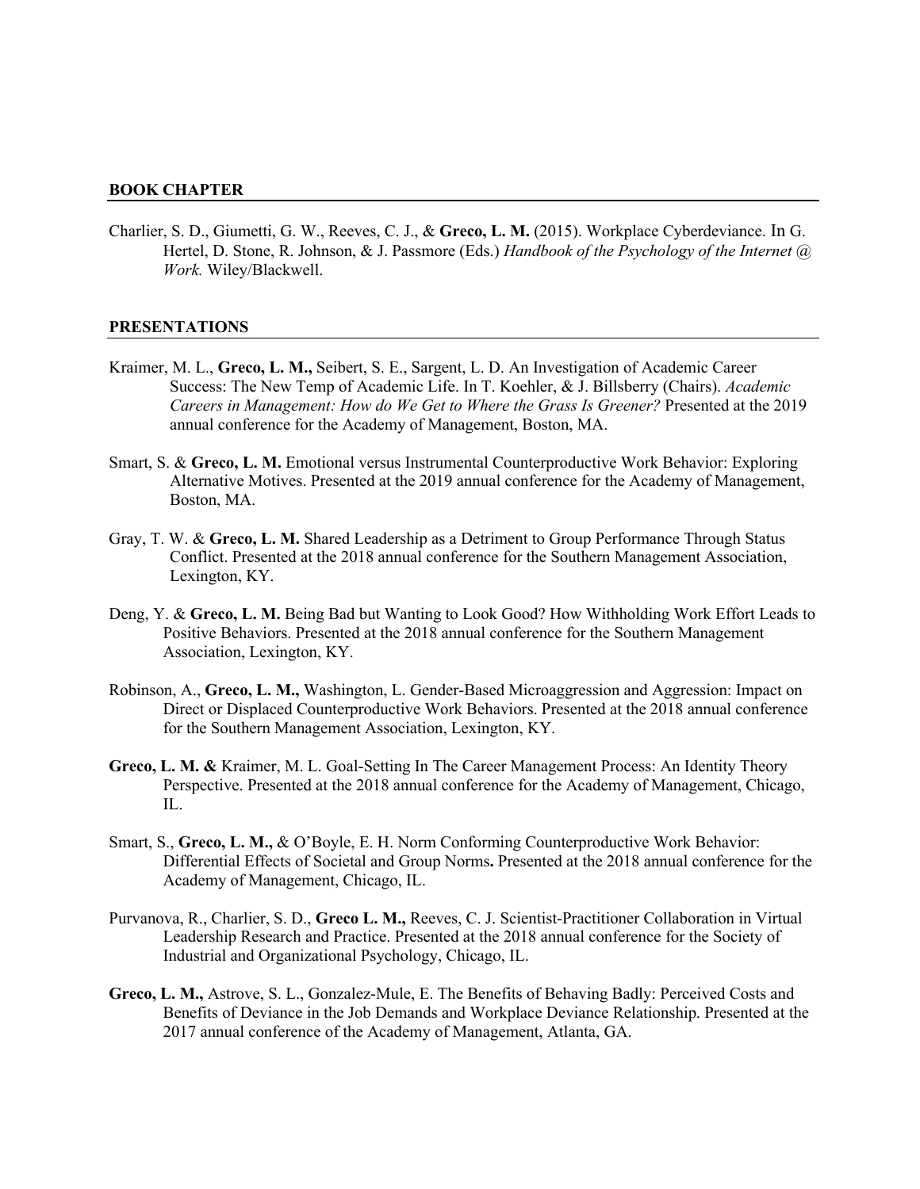## BOOK CHAPTER

Charlier, S. D., Giumetti, G. W., Reeves, C. J., & **Greco, L. M.** (2015). Workplace Cyberdeviance. In G. Hertel, D. Stone, R. Johnson, & J. Passmore (Eds.) *Handbook of the Psychology of the Internet @ Work.* Wiley/Blackwell.

## PRESENTATIONS

Kraimer, M. L., **Greco, L. M.,** Seibert, S. E., Sargent, L. D. An Investigation of Academic Career Success: The New Temp of Academic Life. In T. Koehler, & J. Billsberry (Chairs). *Academic Careers in Management: How do We Get to Where the Grass Is Greener?* Presented at the 2019 annual conference for the Academy of Management, Boston, MA.

Smart, S. & **Greco, L. M.** Emotional versus Instrumental Counterproductive Work Behavior: Exploring Alternative Motives. Presented at the 2019 annual conference for the Academy of Management, Boston, MA.

Gray, T. W. & **Greco, L. M.** Shared Leadership as a Detriment to Group Performance Through Status Conflict. Presented at the 2018 annual conference for the Southern Management Association, Lexington, KY.

Deng, Y. & **Greco, L. M.** Being Bad but Wanting to Look Good? How Withholding Work Effort Leads to Positive Behaviors. Presented at the 2018 annual conference for the Southern Management Association, Lexington, KY.

Robinson, A., **Greco, L. M.,** Washington, L. Gender-Based Microaggression and Aggression: Impact on Direct or Displaced Counterproductive Work Behaviors. Presented at the 2018 annual conference for the Southern Management Association, Lexington, KY.

**Greco, L. M. &** Kraimer, M. L. Goal-Setting In The Career Management Process: An Identity Theory Perspective. Presented at the 2018 annual conference for the Academy of Management, Chicago, IL.

Smart, S., **Greco, L. M.,** & O'Boyle, E. H. Norm Conforming Counterproductive Work Behavior: Differential Effects of Societal and Group Norms**.** Presented at the 2018 annual conference for the Academy of Management, Chicago, IL.

Purvanova, R., Charlier, S. D., **Greco L. M.,** Reeves, C. J. Scientist-Practitioner Collaboration in Virtual Leadership Research and Practice. Presented at the 2018 annual conference for the Society of Industrial and Organizational Psychology, Chicago, IL.

**Greco, L. M.,** Astrove, S. L., Gonzalez-Mule, E. The Benefits of Behaving Badly: Perceived Costs and Benefits of Deviance in the Job Demands and Workplace Deviance Relationship. Presented at the 2017 annual conference of the Academy of Management, Atlanta, GA.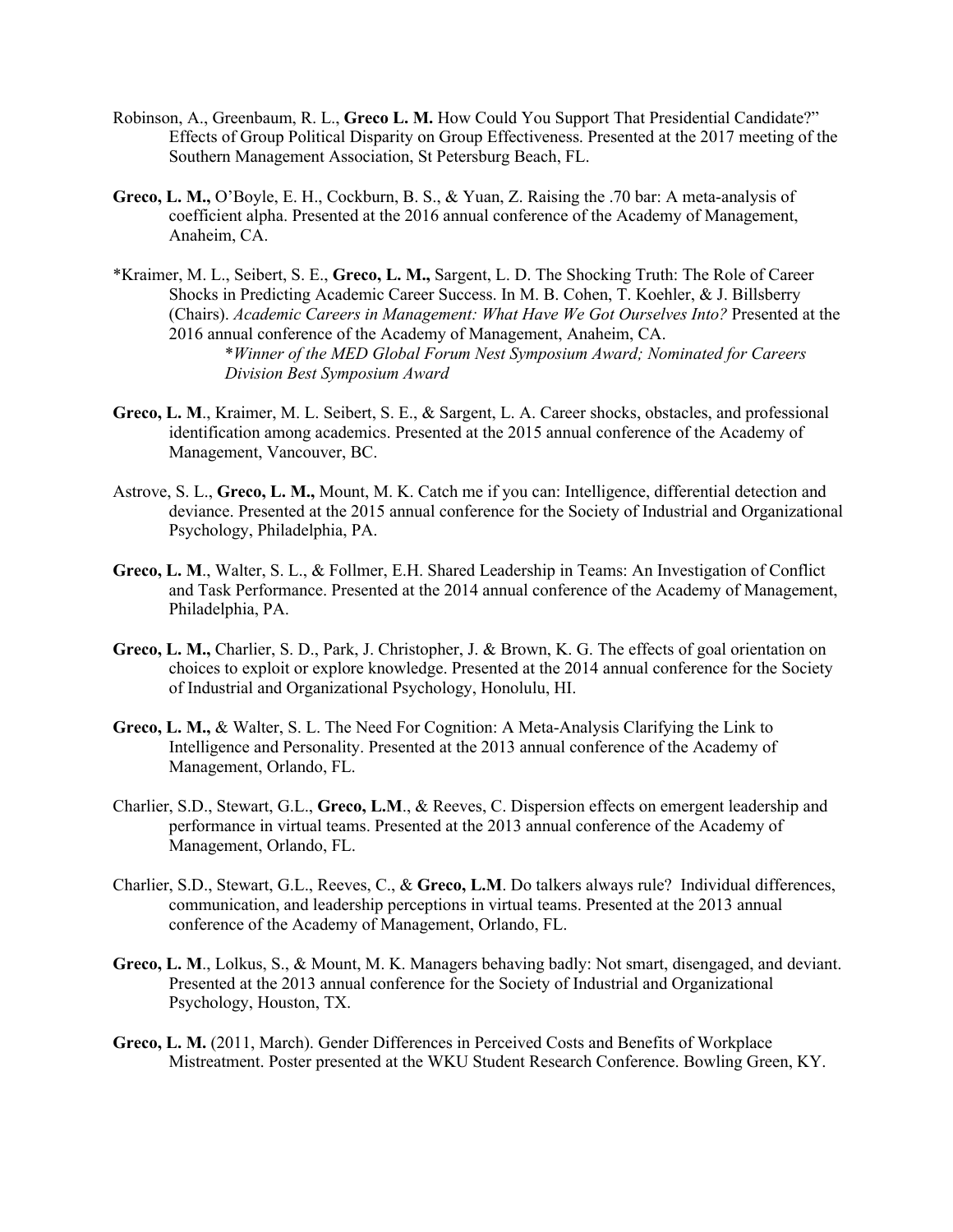Robinson, A., Greenbaum, R. L., **Greco L. M.** How Could You Support That Presidential Candidate?" Effects of Group Political Disparity on Group Effectiveness. Presented at the 2017 meeting of the Southern Management Association, St Petersburg Beach, FL.

**Greco, L. M.,** O'Boyle, E. H., Cockburn, B. S., & Yuan, Z. Raising the .70 bar: A meta-analysis of coefficient alpha. Presented at the 2016 annual conference of the Academy of Management, Anaheim, CA.

*Kraimer, M. L., Seibert, S. E., **Greco, L. M.,** Sargent, L. D. The Shocking Truth: The Role of Career Shocks in Predicting Academic Career Success. In M. B. Cohen, T. Koehler, & J. Billsberry (Chairs). *Academic Careers in Management: What Have We Got Ourselves Into?* Presented at the 2016 annual conference of the Academy of Management, Anaheim, CA.

*\*Winner of the MED Global Forum Nest Symposium Award; Nominated for Careers Division Best Symposium Award*

**Greco, L. M**., Kraimer, M. L. Seibert, S. E., & Sargent, L. A. Career shocks, obstacles, and professional identification among academics. Presented at the 2015 annual conference of the Academy of Management, Vancouver, BC.

Astrove, S. L., **Greco, L. M.,** Mount, M. K. Catch me if you can: Intelligence, differential detection and deviance. Presented at the 2015 annual conference for the Society of Industrial and Organizational Psychology, Philadelphia, PA.

**Greco, L. M**., Walter, S. L., & Follmer, E.H. Shared Leadership in Teams: An Investigation of Conflict and Task Performance. Presented at the 2014 annual conference of the Academy of Management, Philadelphia, PA.

**Greco, L. M.,** Charlier, S. D., Park, J. Christopher, J. & Brown, K. G. The effects of goal orientation on choices to exploit or explore knowledge. Presented at the 2014 annual conference for the Society of Industrial and Organizational Psychology, Honolulu, HI.

**Greco, L. M.,** & Walter, S. L. The Need For Cognition: A Meta-Analysis Clarifying the Link to Intelligence and Personality. Presented at the 2013 annual conference of the Academy of Management, Orlando, FL.

Charlier, S.D., Stewart, G.L., **Greco, L.M**., & Reeves, C. Dispersion effects on emergent leadership and performance in virtual teams. Presented at the 2013 annual conference of the Academy of Management, Orlando, FL.

Charlier, S.D., Stewart, G.L., Reeves, C., & **Greco, L.M**. Do talkers always rule? Individual differences, communication, and leadership perceptions in virtual teams. Presented at the 2013 annual conference of the Academy of Management, Orlando, FL.

**Greco, L. M**., Lolkus, S., & Mount, M. K. Managers behaving badly: Not smart, disengaged, and deviant. Presented at the 2013 annual conference for the Society of Industrial and Organizational Psychology, Houston, TX.

**Greco, L. M.** (2011, March). Gender Differences in Perceived Costs and Benefits of Workplace Mistreatment. Poster presented at the WKU Student Research Conference. Bowling Green, KY.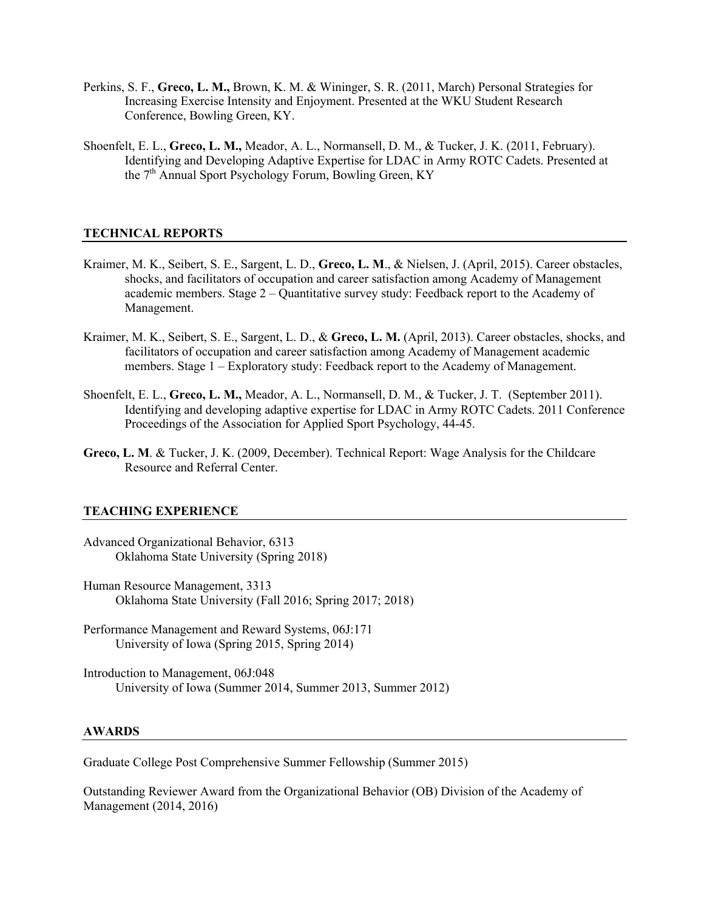Perkins, S. F., **Greco, L. M.,** Brown, K. M. & Wininger, S. R. (2011, March) Personal Strategies for Increasing Exercise Intensity and Enjoyment. Presented at the WKU Student Research Conference, Bowling Green, KY.

Shoenfelt, E. L., **Greco, L. M.,** Meador, A. L., Normansell, D. M., & Tucker, J. K. (2011, February). Identifying and Developing Adaptive Expertise for LDAC in Army ROTC Cadets. Presented at the 7th Annual Sport Psychology Forum, Bowling Green, KY

## TECHNICAL REPORTS

Kraimer, M. K., Seibert, S. E., Sargent, L. D., **Greco, L. M**., & Nielsen, J. (April, 2015). Career obstacles, shocks, and facilitators of occupation and career satisfaction among Academy of Management academic members. Stage 2 – Quantitative survey study: Feedback report to the Academy of Management.

Kraimer, M. K., Seibert, S. E., Sargent, L. D., & **Greco, L. M.** (April, 2013). Career obstacles, shocks, and facilitators of occupation and career satisfaction among Academy of Management academic members. Stage 1 – Exploratory study: Feedback report to the Academy of Management.

Shoenfelt, E. L., **Greco, L. M.,** Meador, A. L., Normansell, D. M., & Tucker, J. T. (September 2011). Identifying and developing adaptive expertise for LDAC in Army ROTC Cadets. 2011 Conference Proceedings of the Association for Applied Sport Psychology, 44-45.

**Greco, L. M**. & Tucker, J. K. (2009, December). Technical Report: Wage Analysis for the Childcare Resource and Referral Center.

## TEACHING EXPERIENCE

Advanced Organizational Behavior, 6313
Oklahoma State University (Spring 2018)

Human Resource Management, 3313
Oklahoma State University (Fall 2016; Spring 2017; 2018)

Performance Management and Reward Systems, 06J:171
University of Iowa (Spring 2015, Spring 2014)

Introduction to Management, 06J:048
University of Iowa (Summer 2014, Summer 2013, Summer 2012)

## AWARDS

Graduate College Post Comprehensive Summer Fellowship (Summer 2015)

Outstanding Reviewer Award from the Organizational Behavior (OB) Division of the Academy of Management (2014, 2016)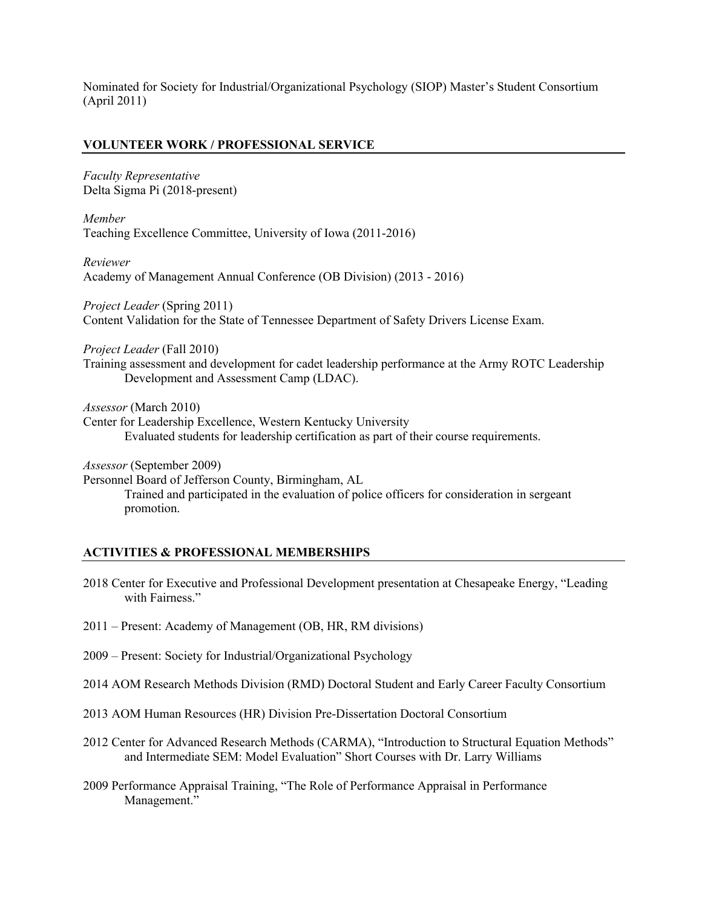Nominated for Society for Industrial/Organizational Psychology (SIOP) Master's Student Consortium (April 2011)

## VOLUNTEER WORK / PROFESSIONAL SERVICE

*Faculty Representative*
Delta Sigma Pi (2018-present)

*Member*
Teaching Excellence Committee, University of Iowa (2011-2016)

*Reviewer*
Academy of Management Annual Conference (OB Division) (2013 - 2016)

*Project Leader* (Spring 2011)
Content Validation for the State of Tennessee Department of Safety Drivers License Exam.

*Project Leader* (Fall 2010)
Training assessment and development for cadet leadership performance at the Army ROTC Leadership Development and Assessment Camp (LDAC).

*Assessor* (March 2010)
Center for Leadership Excellence, Western Kentucky University
Evaluated students for leadership certification as part of their course requirements.

*Assessor* (September 2009)
Personnel Board of Jefferson County, Birmingham, AL
Trained and participated in the evaluation of police officers for consideration in sergeant promotion.

## ACTIVITIES & PROFESSIONAL MEMBERSHIPS

2018 Center for Executive and Professional Development presentation at Chesapeake Energy, "Leading with Fairness."

2011 – Present: Academy of Management (OB, HR, RM divisions)

2009 – Present: Society for Industrial/Organizational Psychology

2014 AOM Research Methods Division (RMD) Doctoral Student and Early Career Faculty Consortium

2013 AOM Human Resources (HR) Division Pre-Dissertation Doctoral Consortium

2012 Center for Advanced Research Methods (CARMA), "Introduction to Structural Equation Methods" and Intermediate SEM: Model Evaluation" Short Courses with Dr. Larry Williams

2009 Performance Appraisal Training, "The Role of Performance Appraisal in Performance Management."